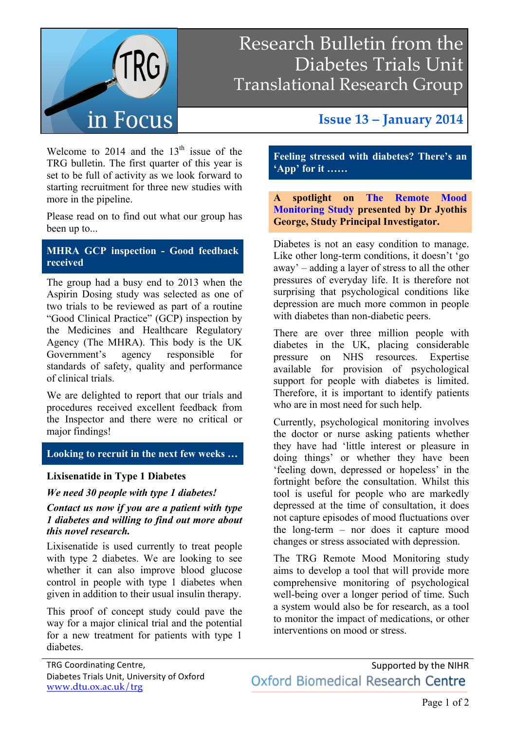# Research Bulletin from the Diabetes Trials Unit Translational Research Group

TRG in Focus

**Issue 13 – January 2014**

Welcome to 2014 and the 13th issue of the TRG bulletin. The first quarter of this year is set to be full of activity as we look forward to starting recruitment for three new studies with more in the pipeline.

Please read on to find out what our group has been up to...

## MHRA GCP inspection - Good feedback received

The group had a busy end to 2013 when the Aspirin Dosing study was selected as one of two trials to be reviewed as part of a routine "Good Clinical Practice" (GCP) inspection by the Medicines and Healthcare Regulatory Agency (The MHRA). This body is the UK Government's agency responsible for standards of safety, quality and performance of clinical trials.

We are delighted to report that our trials and procedures received excellent feedback from the Inspector and there were no critical or major findings!

## Looking to recruit in the next few weeks …

**Lixisenatide in Type 1 Diabetes**

***We need 30 people with type 1 diabetes!***

***Contact us now if you are a patient with type 1 diabetes and willing to find out more about this novel research.***

Lixisenatide is used currently to treat people with type 2 diabetes. We are looking to see whether it can also improve blood glucose control in people with type 1 diabetes when given in addition to their usual insulin therapy.

This proof of concept study could pave the way for a major clinical trial and the potential for a new treatment for patients with type 1 diabetes.

## Feeling stressed with diabetes? There's an 'App' for it ……

**A spotlight on The Remote Mood Monitoring Study presented by Dr Jyothis George, Study Principal Investigator.**

Diabetes is not an easy condition to manage. Like other long-term conditions, it doesn't 'go away' – adding a layer of stress to all the other pressures of everyday life. It is therefore not surprising that psychological conditions like depression are much more common in people with diabetes than non-diabetic peers.

There are over three million people with diabetes in the UK, placing considerable pressure on NHS resources. Expertise available for provision of psychological support for people with diabetes is limited. Therefore, it is important to identify patients who are in most need for such help.

Currently, psychological monitoring involves the doctor or nurse asking patients whether they have had 'little interest or pleasure in doing things' or whether they have been 'feeling down, depressed or hopeless' in the fortnight before the consultation. Whilst this tool is useful for people who are markedly depressed at the time of consultation, it does not capture episodes of mood fluctuations over the long-term – nor does it capture mood changes or stress associated with depression.

The TRG Remote Mood Monitoring study aims to develop a tool that will provide more comprehensive monitoring of psychological well-being over a longer period of time. Such a system would also be for research, as a tool to monitor the impact of medications, or other interventions on mood or stress.

TRG Coordinating Centre,
Diabetes Trials Unit, University of Oxford
www.dtu.ox.ac.uk/trg

Supported by the NIHR
Oxford Biomedical Research Centre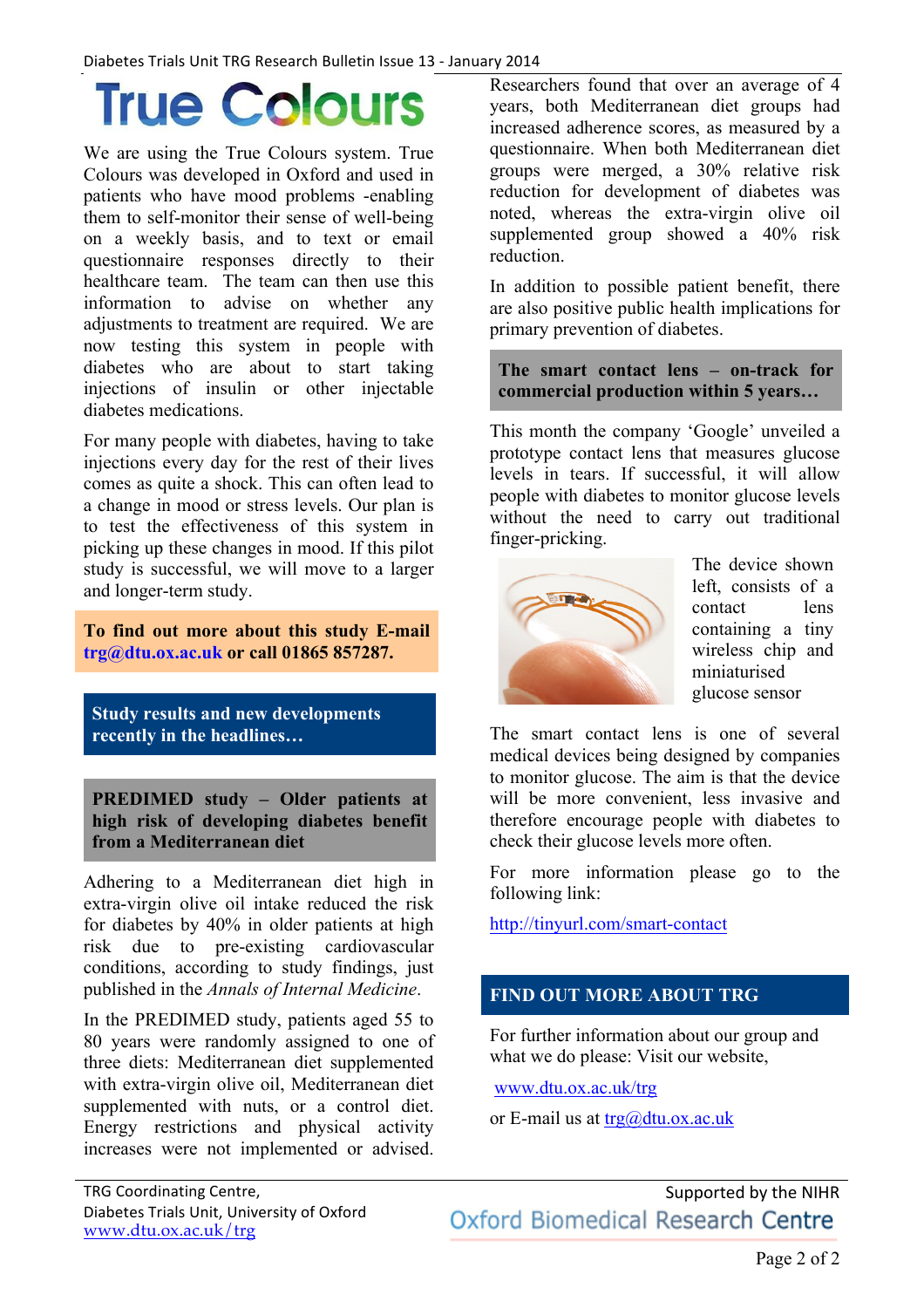# True Colours

We are using the True Colours system. True Colours was developed in Oxford and used in patients who have mood problems -enabling them to self-monitor their sense of well-being on a weekly basis, and to text or email questionnaire responses directly to their healthcare team. The team can then use this information to advise on whether any adjustments to treatment are required. We are now testing this system in people with diabetes who are about to start taking injections of insulin or other injectable diabetes medications.

For many people with diabetes, having to take injections every day for the rest of their lives comes as quite a shock. This can often lead to a change in mood or stress levels. Our plan is to test the effectiveness of this system in picking up these changes in mood. If this pilot study is successful, we will move to a larger and longer-term study.

**To find out more about this study E-mail trg@dtu.ox.ac.uk or call 01865 857287.**

## Study results and new developments recently in the headlines…

### PREDIMED study – Older patients at high risk of developing diabetes benefit from a Mediterranean diet

Adhering to a Mediterranean diet high in extra-virgin olive oil intake reduced the risk for diabetes by 40% in older patients at high risk due to pre-existing cardiovascular conditions, according to study findings, just published in the *Annals of Internal Medicine*.

In the PREDIMED study, patients aged 55 to 80 years were randomly assigned to one of three diets: Mediterranean diet supplemented with extra-virgin olive oil, Mediterranean diet supplemented with nuts, or a control diet. Energy restrictions and physical activity increases were not implemented or advised. Researchers found that over an average of 4 years, both Mediterranean diet groups had increased adherence scores, as measured by a questionnaire. When both Mediterranean diet groups were merged, a 30% relative risk reduction for development of diabetes was noted, whereas the extra-virgin olive oil supplemented group showed a 40% risk reduction.

In addition to possible patient benefit, there are also positive public health implications for primary prevention of diabetes.

### The smart contact lens – on-track for commercial production within 5 years…

This month the company 'Google' unveiled a prototype contact lens that measures glucose levels in tears. If successful, it will allow people with diabetes to monitor glucose levels without the need to carry out traditional finger-pricking.

The device shown left, consists of a contact lens containing a tiny wireless chip and miniaturised glucose sensor

The smart contact lens is one of several medical devices being designed by companies to monitor glucose. The aim is that the device will be more convenient, less invasive and therefore encourage people with diabetes to check their glucose levels more often.

For more information please go to the following link:

http://tinyurl.com/smart-contact

## FIND OUT MORE ABOUT TRG

For further information about our group and what we do please: Visit our website,

www.dtu.ox.ac.uk/trg

or E-mail us at trg@dtu.ox.ac.uk

TRG Coordinating Centre,
Diabetes Trials Unit, University of Oxford
www.dtu.ox.ac.uk/trg

Supported by the NIHR
Oxford Biomedical Research Centre